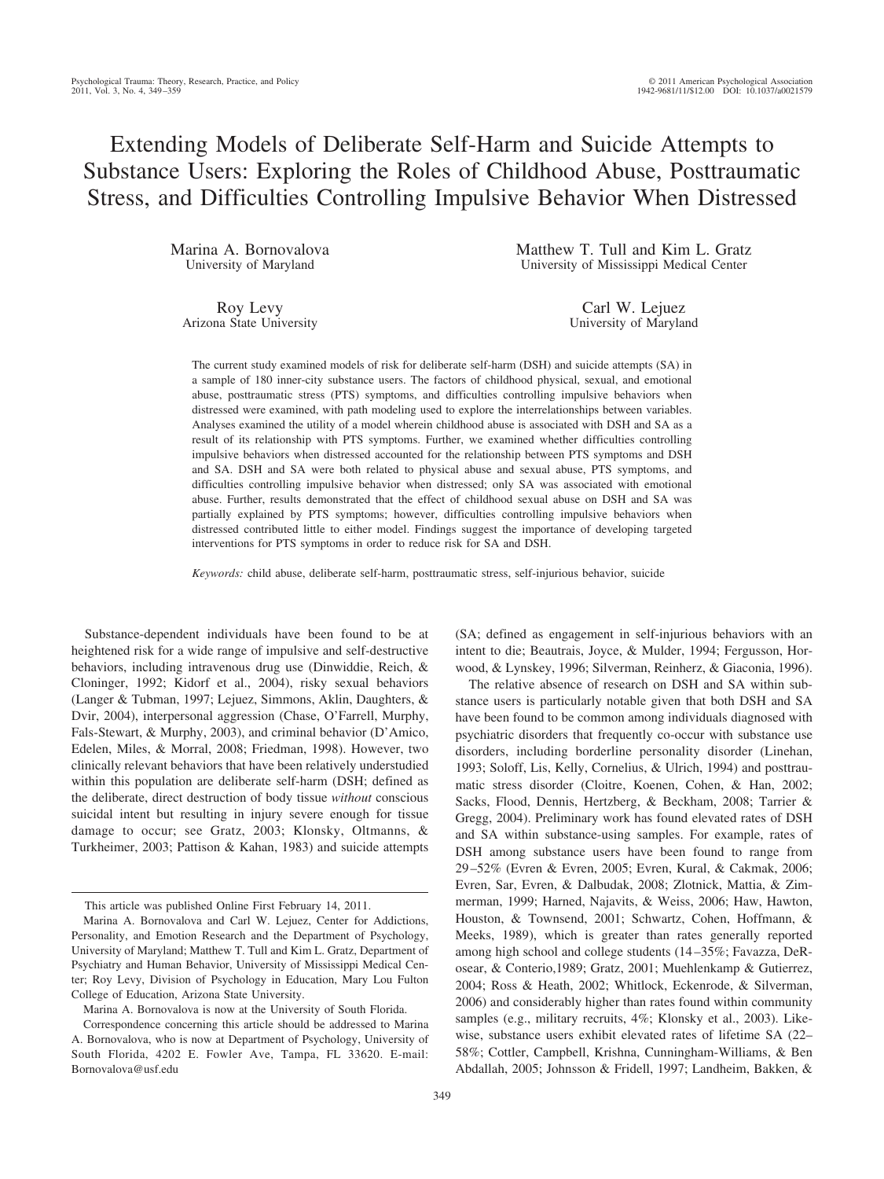# Extending Models of Deliberate Self-Harm and Suicide Attempts to Substance Users: Exploring the Roles of Childhood Abuse, Posttraumatic Stress, and Difficulties Controlling Impulsive Behavior When Distressed

Marina A. Bornovalova
University of Maryland

Matthew T. Tull and Kim L. Gratz
University of Mississippi Medical Center

Roy Levy
Arizona State University

Carl W. Lejuez
University of Maryland

The current study examined models of risk for deliberate self-harm (DSH) and suicide attempts (SA) in a sample of 180 inner-city substance users. The factors of childhood physical, sexual, and emotional abuse, posttraumatic stress (PTS) symptoms, and difficulties controlling impulsive behaviors when distressed were examined, with path modeling used to explore the interrelationships between variables. Analyses examined the utility of a model wherein childhood abuse is associated with DSH and SA as a result of its relationship with PTS symptoms. Further, we examined whether difficulties controlling impulsive behaviors when distressed accounted for the relationship between PTS symptoms and DSH and SA. DSH and SA were both related to physical abuse and sexual abuse, PTS symptoms, and difficulties controlling impulsive behavior when distressed; only SA was associated with emotional abuse. Further, results demonstrated that the effect of childhood sexual abuse on DSH and SA was partially explained by PTS symptoms; however, difficulties controlling impulsive behaviors when distressed contributed little to either model. Findings suggest the importance of developing targeted interventions for PTS symptoms in order to reduce risk for SA and DSH.

*Keywords:* child abuse, deliberate self-harm, posttraumatic stress, self-injurious behavior, suicide

Substance-dependent individuals have been found to be at heightened risk for a wide range of impulsive and self-destructive behaviors, including intravenous drug use (Dinwiddie, Reich, & Cloninger, 1992; Kidorf et al., 2004), risky sexual behaviors (Langer & Tubman, 1997; Lejuez, Simmons, Aklin, Daughters, & Dvir, 2004), interpersonal aggression (Chase, O'Farrell, Murphy, Fals-Stewart, & Murphy, 2003), and criminal behavior (D'Amico, Edelen, Miles, & Morral, 2008; Friedman, 1998). However, two clinically relevant behaviors that have been relatively understudied within this population are deliberate self-harm (DSH; defined as the deliberate, direct destruction of body tissue *without* conscious suicidal intent but resulting in injury severe enough for tissue damage to occur; see Gratz, 2003; Klonsky, Oltmanns, & Turkheimer, 2003; Pattison & Kahan, 1983) and suicide attempts (SA; defined as engagement in self-injurious behaviors with an intent to die; Beautrais, Joyce, & Mulder, 1994; Fergusson, Horwood, & Lynskey, 1996; Silverman, Reinherz, & Giaconia, 1996).

The relative absence of research on DSH and SA within substance users is particularly notable given that both DSH and SA have been found to be common among individuals diagnosed with psychiatric disorders that frequently co-occur with substance use disorders, including borderline personality disorder (Linehan, 1993; Soloff, Lis, Kelly, Cornelius, & Ulrich, 1994) and posttraumatic stress disorder (Cloitre, Koenen, Cohen, & Han, 2002; Sacks, Flood, Dennis, Hertzberg, & Beckham, 2008; Tarrier & Gregg, 2004). Preliminary work has found elevated rates of DSH and SA within substance-using samples. For example, rates of DSH among substance users have been found to range from 29–52% (Evren & Evren, 2005; Evren, Kural, & Cakmak, 2006; Evren, Sar, Evren, & Dalbudak, 2008; Zlotnick, Mattia, & Zimmerman, 1999; Harned, Najavits, & Weiss, 2006; Haw, Hawton, Houston, & Townsend, 2001; Schwartz, Cohen, Hoffmann, & Meeks, 1989), which is greater than rates generally reported among high school and college students (14–35%; Favazza, DeRosear, & Conterio,1989; Gratz, 2001; Muehlenkamp & Gutierrez, 2004; Ross & Heath, 2002; Whitlock, Eckenrode, & Silverman, 2006) and considerably higher than rates found within community samples (e.g., military recruits, 4%; Klonsky et al., 2003). Likewise, substance users exhibit elevated rates of lifetime SA (22–58%; Cottler, Campbell, Krishna, Cunningham-Williams, & Ben Abdallah, 2005; Johnsson & Fridell, 1997; Landheim, Bakken, &

This article was published Online First February 14, 2011.

Marina A. Bornovalova and Carl W. Lejuez, Center for Addictions, Personality, and Emotion Research and the Department of Psychology, University of Maryland; Matthew T. Tull and Kim L. Gratz, Department of Psychiatry and Human Behavior, University of Mississippi Medical Center; Roy Levy, Division of Psychology in Education, Mary Lou Fulton College of Education, Arizona State University.

Marina A. Bornovalova is now at the University of South Florida.

Correspondence concerning this article should be addressed to Marina A. Bornovalova, who is now at Department of Psychology, University of South Florida, 4202 E. Fowler Ave, Tampa, FL 33620. E-mail: Bornovalova@usf.edu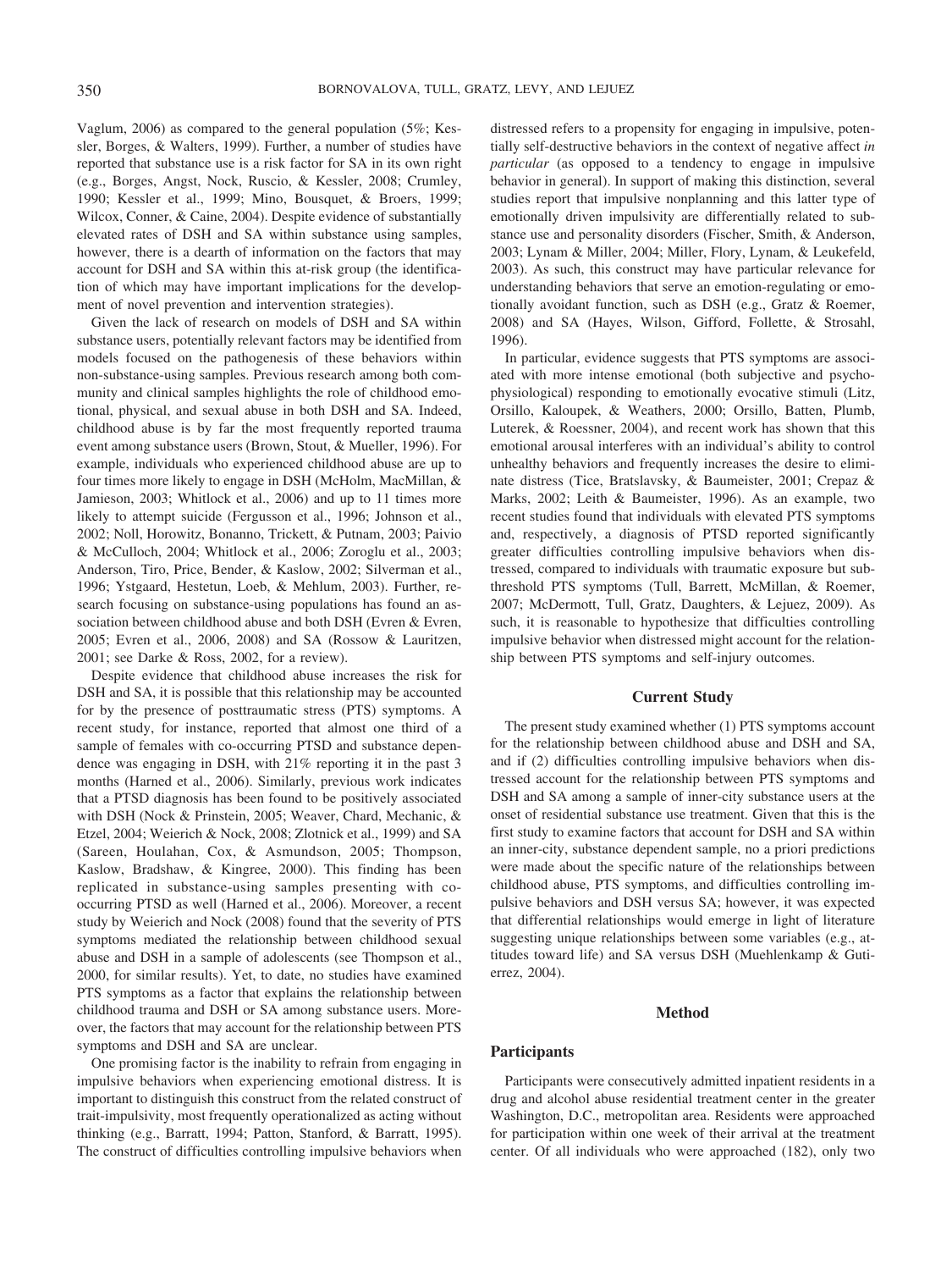Vaglum, 2006) as compared to the general population (5%; Kessler, Borges, & Walters, 1999). Further, a number of studies have reported that substance use is a risk factor for SA in its own right (e.g., Borges, Angst, Nock, Ruscio, & Kessler, 2008; Crumley, 1990; Kessler et al., 1999; Mino, Bousquet, & Broers, 1999; Wilcox, Conner, & Caine, 2004). Despite evidence of substantially elevated rates of DSH and SA within substance using samples, however, there is a dearth of information on the factors that may account for DSH and SA within this at-risk group (the identification of which may have important implications for the development of novel prevention and intervention strategies).

Given the lack of research on models of DSH and SA within substance users, potentially relevant factors may be identified from models focused on the pathogenesis of these behaviors within non-substance-using samples. Previous research among both community and clinical samples highlights the role of childhood emotional, physical, and sexual abuse in both DSH and SA. Indeed, childhood abuse is by far the most frequently reported trauma event among substance users (Brown, Stout, & Mueller, 1996). For example, individuals who experienced childhood abuse are up to four times more likely to engage in DSH (McHolm, MacMillan, & Jamieson, 2003; Whitlock et al., 2006) and up to 11 times more likely to attempt suicide (Fergusson et al., 1996; Johnson et al., 2002; Noll, Horowitz, Bonanno, Trickett, & Putnam, 2003; Paivio & McCulloch, 2004; Whitlock et al., 2006; Zoroglu et al., 2003; Anderson, Tiro, Price, Bender, & Kaslow, 2002; Silverman et al., 1996; Ystgaard, Hestetun, Loeb, & Mehlum, 2003). Further, research focusing on substance-using populations has found an association between childhood abuse and both DSH (Evren & Evren, 2005; Evren et al., 2006, 2008) and SA (Rossow & Lauritzen, 2001; see Darke & Ross, 2002, for a review).

Despite evidence that childhood abuse increases the risk for DSH and SA, it is possible that this relationship may be accounted for by the presence of posttraumatic stress (PTS) symptoms. A recent study, for instance, reported that almost one third of a sample of females with co-occurring PTSD and substance dependence was engaging in DSH, with 21% reporting it in the past 3 months (Harned et al., 2006). Similarly, previous work indicates that a PTSD diagnosis has been found to be positively associated with DSH (Nock & Prinstein, 2005; Weaver, Chard, Mechanic, & Etzel, 2004; Weierich & Nock, 2008; Zlotnick et al., 1999) and SA (Sareen, Houlahan, Cox, & Asmundson, 2005; Thompson, Kaslow, Bradshaw, & Kingree, 2000). This finding has been replicated in substance-using samples presenting with co-occurring PTSD as well (Harned et al., 2006). Moreover, a recent study by Weierich and Nock (2008) found that the severity of PTS symptoms mediated the relationship between childhood sexual abuse and DSH in a sample of adolescents (see Thompson et al., 2000, for similar results). Yet, to date, no studies have examined PTS symptoms as a factor that explains the relationship between childhood trauma and DSH or SA among substance users. Moreover, the factors that may account for the relationship between PTS symptoms and DSH and SA are unclear.

One promising factor is the inability to refrain from engaging in impulsive behaviors when experiencing emotional distress. It is important to distinguish this construct from the related construct of trait-impulsivity, most frequently operationalized as acting without thinking (e.g., Barratt, 1994; Patton, Stanford, & Barratt, 1995). The construct of difficulties controlling impulsive behaviors when distressed refers to a propensity for engaging in impulsive, potentially self-destructive behaviors in the context of negative affect *in particular* (as opposed to a tendency to engage in impulsive behavior in general). In support of making this distinction, several studies report that impulsive nonplanning and this latter type of emotionally driven impulsivity are differentially related to substance use and personality disorders (Fischer, Smith, & Anderson, 2003; Lynam & Miller, 2004; Miller, Flory, Lynam, & Leukefeld, 2003). As such, this construct may have particular relevance for understanding behaviors that serve an emotion-regulating or emotionally avoidant function, such as DSH (e.g., Gratz & Roemer, 2008) and SA (Hayes, Wilson, Gifford, Follette, & Strosahl, 1996).

In particular, evidence suggests that PTS symptoms are associated with more intense emotional (both subjective and psychophysiological) responding to emotionally evocative stimuli (Litz, Orsillo, Kaloupek, & Weathers, 2000; Orsillo, Batten, Plumb, Luterek, & Roessner, 2004), and recent work has shown that this emotional arousal interferes with an individual's ability to control unhealthy behaviors and frequently increases the desire to eliminate distress (Tice, Bratslavsky, & Baumeister, 2001; Crepaz & Marks, 2002; Leith & Baumeister, 1996). As an example, two recent studies found that individuals with elevated PTS symptoms and, respectively, a diagnosis of PTSD reported significantly greater difficulties controlling impulsive behaviors when distressed, compared to individuals with traumatic exposure but subthreshold PTS symptoms (Tull, Barrett, McMillan, & Roemer, 2007; McDermott, Tull, Gratz, Daughters, & Lejuez, 2009). As such, it is reasonable to hypothesize that difficulties controlling impulsive behavior when distressed might account for the relationship between PTS symptoms and self-injury outcomes.

## Current Study

The present study examined whether (1) PTS symptoms account for the relationship between childhood abuse and DSH and SA, and if (2) difficulties controlling impulsive behaviors when distressed account for the relationship between PTS symptoms and DSH and SA among a sample of inner-city substance users at the onset of residential substance use treatment. Given that this is the first study to examine factors that account for DSH and SA within an inner-city, substance dependent sample, no a priori predictions were made about the specific nature of the relationships between childhood abuse, PTS symptoms, and difficulties controlling impulsive behaviors and DSH versus SA; however, it was expected that differential relationships would emerge in light of literature suggesting unique relationships between some variables (e.g., attitudes toward life) and SA versus DSH (Muehlenkamp & Gutierrez, 2004).

## Method

### Participants

Participants were consecutively admitted inpatient residents in a drug and alcohol abuse residential treatment center in the greater Washington, D.C., metropolitan area. Residents were approached for participation within one week of their arrival at the treatment center. Of all individuals who were approached (182), only two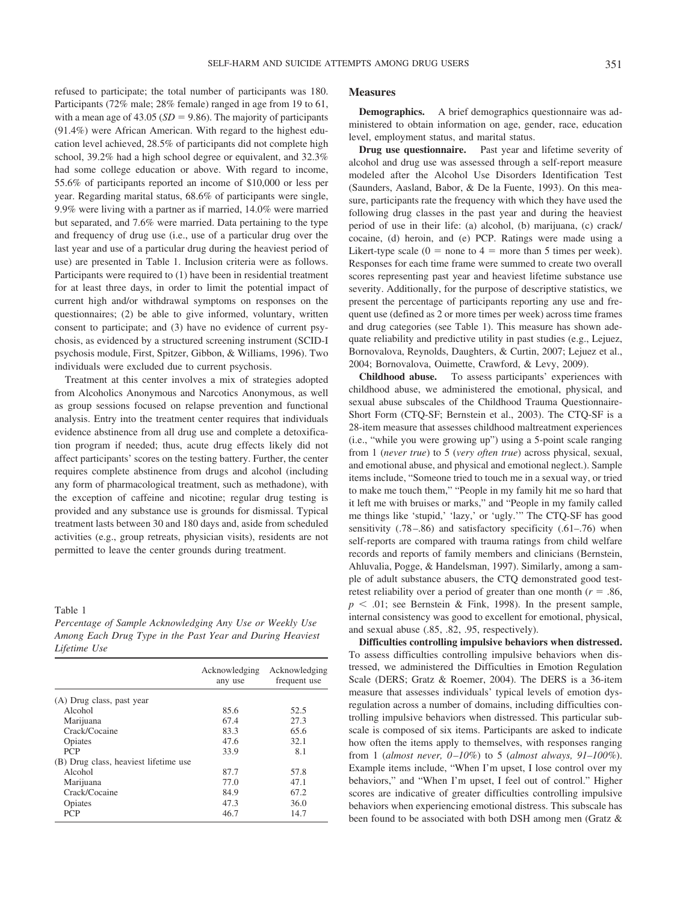refused to participate; the total number of participants was 180. Participants (72% male; 28% female) ranged in age from 19 to 61, with a mean age of 43.05 ($SD = 9.86$). The majority of participants (91.4%) were African American. With regard to the highest education level achieved, 28.5% of participants did not complete high school, 39.2% had a high school degree or equivalent, and 32.3% had some college education or above. With regard to income, 55.6% of participants reported an income of $10,000 or less per year. Regarding marital status, 68.6% of participants were single, 9.9% were living with a partner as if married, 14.0% were married but separated, and 7.6% were married. Data pertaining to the type and frequency of drug use (i.e., use of a particular drug over the last year and use of a particular drug during the heaviest period of use) are presented in Table 1. Inclusion criteria were as follows. Participants were required to (1) have been in residential treatment for at least three days, in order to limit the potential impact of current high and/or withdrawal symptoms on responses on the questionnaires; (2) be able to give informed, voluntary, written consent to participate; and (3) have no evidence of current psychosis, as evidenced by a structured screening instrument (SCID-I psychosis module, First, Spitzer, Gibbon, & Williams, 1996). Two individuals were excluded due to current psychosis.

Treatment at this center involves a mix of strategies adopted from Alcoholics Anonymous and Narcotics Anonymous, as well as group sessions focused on relapse prevention and functional analysis. Entry into the treatment center requires that individuals evidence abstinence from all drug use and complete a detoxification program if needed; thus, acute drug effects likely did not affect participants' scores on the testing battery. Further, the center requires complete abstinence from drugs and alcohol (including any form of pharmacological treatment, such as methadone), with the exception of caffeine and nicotine; regular drug testing is provided and any substance use is grounds for dismissal. Typical treatment lasts between 30 and 180 days and, aside from scheduled activities (e.g., group retreats, physician visits), residents are not permitted to leave the center grounds during treatment.

Table 1
*Percentage of Sample Acknowledging Any Use or Weekly Use Among Each Drug Type in the Past Year and During Heaviest Lifetime Use*

| | Acknowledging any use | Acknowledging frequent use |
|---|---|---|
| (A) Drug class, past year | | |
| Alcohol | 85.6 | 52.5 |
| Marijuana | 67.4 | 27.3 |
| Crack/Cocaine | 83.3 | 65.6 |
| Opiates | 47.6 | 32.1 |
| PCP | 33.9 | 8.1 |
| (B) Drug class, heaviest lifetime use | | |
| Alcohol | 87.7 | 57.8 |
| Marijuana | 77.0 | 47.1 |
| Crack/Cocaine | 84.9 | 67.2 |
| Opiates | 47.3 | 36.0 |
| PCP | 46.7 | 14.7 |

## Measures

**Demographics.** A brief demographics questionnaire was administered to obtain information on age, gender, race, education level, employment status, and marital status.

**Drug use questionnaire.** Past year and lifetime severity of alcohol and drug use was assessed through a self-report measure modeled after the Alcohol Use Disorders Identification Test (Saunders, Aasland, Babor, & De la Fuente, 1993). On this measure, participants rate the frequency with which they have used the following drug classes in the past year and during the heaviest period of use in their life: (a) alcohol, (b) marijuana, (c) crack/cocaine, (d) heroin, and (e) PCP. Ratings were made using a Likert-type scale (0 = none to 4 = more than 5 times per week). Responses for each time frame were summed to create two overall scores representing past year and heaviest lifetime substance use severity. Additionally, for the purpose of descriptive statistics, we present the percentage of participants reporting any use and frequent use (defined as 2 or more times per week) across time frames and drug categories (see Table 1). This measure has shown adequate reliability and predictive utility in past studies (e.g., Lejuez, Bornovalova, Reynolds, Daughters, & Curtin, 2007; Lejuez et al., 2004; Bornovalova, Ouimette, Crawford, & Levy, 2009).

**Childhood abuse.** To assess participants' experiences with childhood abuse, we administered the emotional, physical, and sexual abuse subscales of the Childhood Trauma Questionnaire-Short Form (CTQ-SF; Bernstein et al., 2003). The CTQ-SF is a 28-item measure that assesses childhood maltreatment experiences (i.e., "while you were growing up") using a 5-point scale ranging from 1 (*never true*) to 5 (*very often true*) across physical, sexual, and emotional abuse, and physical and emotional neglect.). Sample items include, "Someone tried to touch me in a sexual way, or tried to make me touch them," "People in my family hit me so hard that it left me with bruises or marks," and "People in my family called me things like 'stupid,' 'lazy,' or 'ugly.'" The CTQ-SF has good sensitivity (.78–.86) and satisfactory specificity (.61–.76) when self-reports are compared with trauma ratings from child welfare records and reports of family members and clinicians (Bernstein, Ahluvalia, Pogge, & Handelsman, 1997). Similarly, among a sample of adult substance abusers, the CTQ demonstrated good test-retest reliability over a period of greater than one month ($r = .86$, $p < .01$; see Bernstein & Fink, 1998). In the present sample, internal consistency was good to excellent for emotional, physical, and sexual abuse (.85, .82, .95, respectively).

**Difficulties controlling impulsive behaviors when distressed.** To assess difficulties controlling impulsive behaviors when distressed, we administered the Difficulties in Emotion Regulation Scale (DERS; Gratz & Roemer, 2004). The DERS is a 36-item measure that assesses individuals' typical levels of emotion dysregulation across a number of domains, including difficulties controlling impulsive behaviors when distressed. This particular subscale is composed of six items. Participants are asked to indicate how often the items apply to themselves, with responses ranging from 1 (*almost never, 0–10%*) to 5 (*almost always, 91–100%*). Example items include, "When I'm upset, I lose control over my behaviors," and "When I'm upset, I feel out of control." Higher scores are indicative of greater difficulties controlling impulsive behaviors when experiencing emotional distress. This subscale has been found to be associated with both DSH among men (Gratz &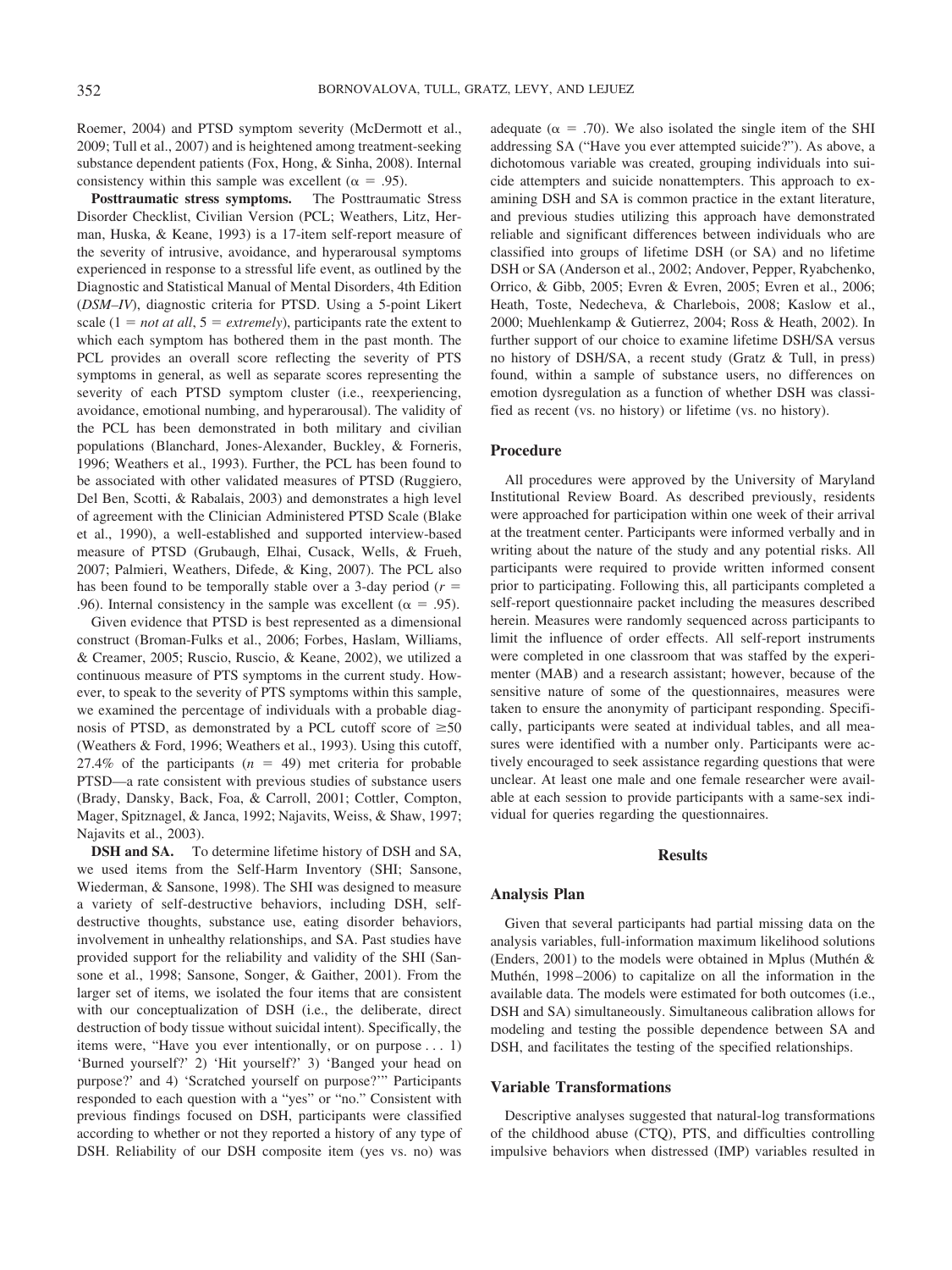Roemer, 2004) and PTSD symptom severity (McDermott et al., 2009; Tull et al., 2007) and is heightened among treatment-seeking substance dependent patients (Fox, Hong, & Sinha, 2008). Internal consistency within this sample was excellent ($\alpha = .95$).

**Posttraumatic stress symptoms.** The Posttraumatic Stress Disorder Checklist, Civilian Version (PCL; Weathers, Litz, Herman, Huska, & Keane, 1993) is a 17-item self-report measure of the severity of intrusive, avoidance, and hyperarousal symptoms experienced in response to a stressful life event, as outlined by the Diagnostic and Statistical Manual of Mental Disorders, 4th Edition (*DSM–IV*), diagnostic criteria for PTSD. Using a 5-point Likert scale (1 = *not at all*, 5 = *extremely*), participants rate the extent to which each symptom has bothered them in the past month. The PCL provides an overall score reflecting the severity of PTS symptoms in general, as well as separate scores representing the severity of each PTSD symptom cluster (i.e., reexperiencing, avoidance, emotional numbing, and hyperarousal). The validity of the PCL has been demonstrated in both military and civilian populations (Blanchard, Jones-Alexander, Buckley, & Forneris, 1996; Weathers et al., 1993). Further, the PCL has been found to be associated with other validated measures of PTSD (Ruggiero, Del Ben, Scotti, & Rabalais, 2003) and demonstrates a high level of agreement with the Clinician Administered PTSD Scale (Blake et al., 1990), a well-established and supported interview-based measure of PTSD (Grubaugh, Elhai, Cusack, Wells, & Frueh, 2007; Palmieri, Weathers, Difede, & King, 2007). The PCL also has been found to be temporally stable over a 3-day period ($r = .96$). Internal consistency in the sample was excellent ($\alpha = .95$).

Given evidence that PTSD is best represented as a dimensional construct (Broman-Fulks et al., 2006; Forbes, Haslam, Williams, & Creamer, 2005; Ruscio, Ruscio, & Keane, 2002), we utilized a continuous measure of PTS symptoms in the current study. However, to speak to the severity of PTS symptoms within this sample, we examined the percentage of individuals with a probable diagnosis of PTSD, as demonstrated by a PCL cutoff score of $\geq 50$ (Weathers & Ford, 1996; Weathers et al., 1993). Using this cutoff, 27.4% of the participants ($n = 49$) met criteria for probable PTSD—a rate consistent with previous studies of substance users (Brady, Dansky, Back, Foa, & Carroll, 2001; Cottler, Compton, Mager, Spitznagel, & Janca, 1992; Najavits, Weiss, & Shaw, 1997; Najavits et al., 2003).

**DSH and SA.** To determine lifetime history of DSH and SA, we used items from the Self-Harm Inventory (SHI; Sansone, Wiederman, & Sansone, 1998). The SHI was designed to measure a variety of self-destructive behaviors, including DSH, self-destructive thoughts, substance use, eating disorder behaviors, involvement in unhealthy relationships, and SA. Past studies have provided support for the reliability and validity of the SHI (Sansone et al., 1998; Sansone, Songer, & Gaither, 2001). From the larger set of items, we isolated the four items that are consistent with our conceptualization of DSH (i.e., the deliberate, direct destruction of body tissue without suicidal intent). Specifically, the items were, "Have you ever intentionally, or on purpose . . . 1) 'Burned yourself?' 2) 'Hit yourself?' 3) 'Banged your head on purpose?' and 4) 'Scratched yourself on purpose?'" Participants responded to each question with a "yes" or "no." Consistent with previous findings focused on DSH, participants were classified according to whether or not they reported a history of any type of DSH. Reliability of our DSH composite item (yes vs. no) was adequate ($\alpha = .70$). We also isolated the single item of the SHI addressing SA ("Have you ever attempted suicide?"). As above, a dichotomous variable was created, grouping individuals into suicide attempters and suicide nonattempters. This approach to examining DSH and SA is common practice in the extant literature, and previous studies utilizing this approach have demonstrated reliable and significant differences between individuals who are classified into groups of lifetime DSH (or SA) and no lifetime DSH or SA (Anderson et al., 2002; Andover, Pepper, Ryabchenko, Orrico, & Gibb, 2005; Evren & Evren, 2005; Evren et al., 2006; Heath, Toste, Nedecheva, & Charlebois, 2008; Kaslow et al., 2000; Muehlenkamp & Gutierrez, 2004; Ross & Heath, 2002). In further support of our choice to examine lifetime DSH/SA versus no history of DSH/SA, a recent study (Gratz & Tull, in press) found, within a sample of substance users, no differences on emotion dysregulation as a function of whether DSH was classified as recent (vs. no history) or lifetime (vs. no history).

### Procedure

All procedures were approved by the University of Maryland Institutional Review Board. As described previously, residents were approached for participation within one week of their arrival at the treatment center. Participants were informed verbally and in writing about the nature of the study and any potential risks. All participants were required to provide written informed consent prior to participating. Following this, all participants completed a self-report questionnaire packet including the measures described herein. Measures were randomly sequenced across participants to limit the influence of order effects. All self-report instruments were completed in one classroom that was staffed by the experimenter (MAB) and a research assistant; however, because of the sensitive nature of some of the questionnaires, measures were taken to ensure the anonymity of participant responding. Specifically, participants were seated at individual tables, and all measures were identified with a number only. Participants were actively encouraged to seek assistance regarding questions that were unclear. At least one male and one female researcher were available at each session to provide participants with a same-sex individual for queries regarding the questionnaires.

## Results

### Analysis Plan

Given that several participants had partial missing data on the analysis variables, full-information maximum likelihood solutions (Enders, 2001) to the models were obtained in Mplus (Muthén & Muthén, 1998–2006) to capitalize on all the information in the available data. The models were estimated for both outcomes (i.e., DSH and SA) simultaneously. Simultaneous calibration allows for modeling and testing the possible dependence between SA and DSH, and facilitates the testing of the specified relationships.

### Variable Transformations

Descriptive analyses suggested that natural-log transformations of the childhood abuse (CTQ), PTS, and difficulties controlling impulsive behaviors when distressed (IMP) variables resulted in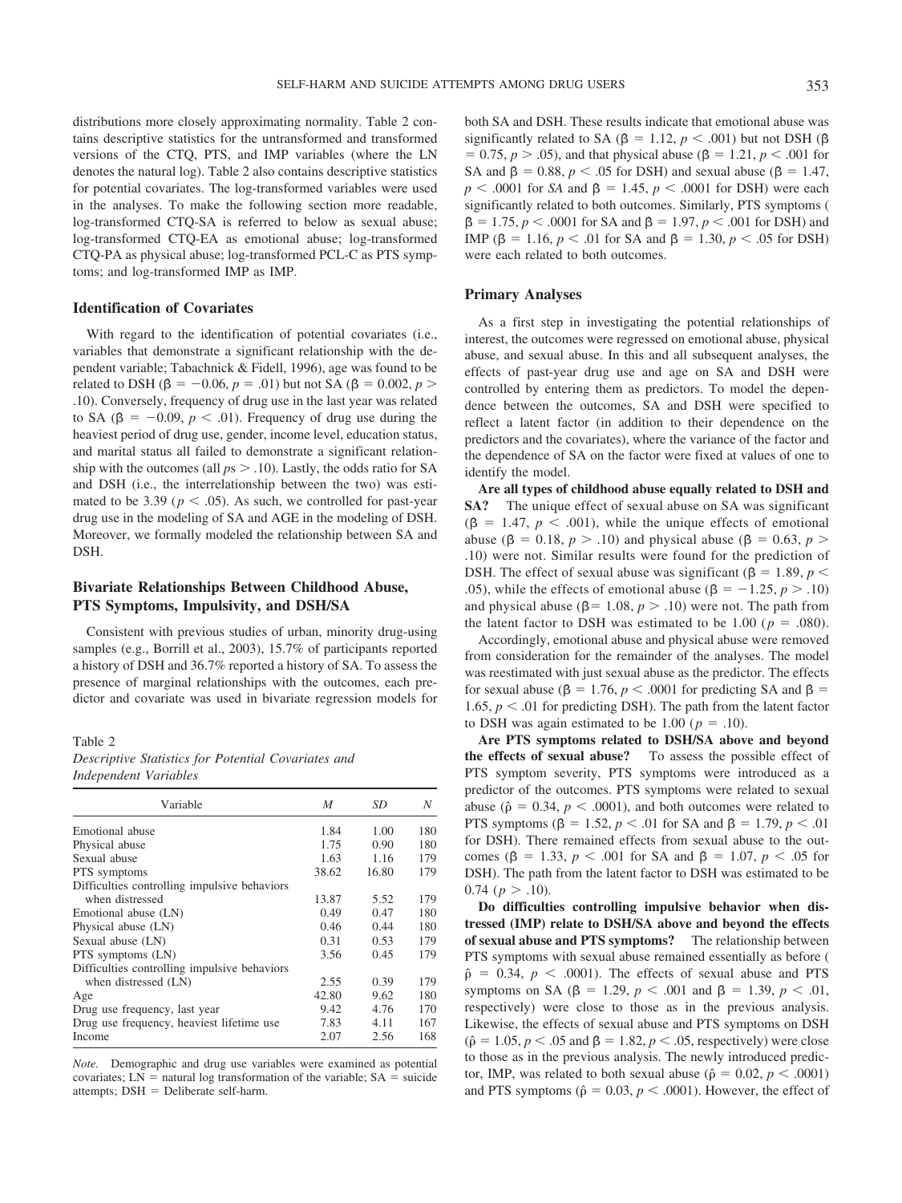distributions more closely approximating normality. Table 2 contains descriptive statistics for the untransformed and transformed versions of the CTQ, PTS, and IMP variables (where the LN denotes the natural log). Table 2 also contains descriptive statistics for potential covariates. The log-transformed variables were used in the analyses. To make the following section more readable, log-transformed CTQ-SA is referred to below as sexual abuse; log-transformed CTQ-EA as emotional abuse; log-transformed CTQ-PA as physical abuse; log-transformed PCL-C as PTS symptoms; and log-transformed IMP as IMP.

### Identification of Covariates

With regard to the identification of potential covariates (i.e., variables that demonstrate a significant relationship with the dependent variable; Tabachnick & Fidell, 1996), age was found to be related to DSH ($\beta = -0.06$, $p = .01$) but not SA ($\beta = 0.002$, $p > .10$). Conversely, frequency of drug use in the last year was related to SA ($\beta = -0.09$, $p < .01$). Frequency of drug use during the heaviest period of drug use, gender, income level, education status, and marital status all failed to demonstrate a significant relationship with the outcomes (all $p$s $> .10$). Lastly, the odds ratio for SA and DSH (i.e., the interrelationship between the two) was estimated to be 3.39 ($p < .05$). As such, we controlled for past-year drug use in the modeling of SA and AGE in the modeling of DSH. Moreover, we formally modeled the relationship between SA and DSH.

### Bivariate Relationships Between Childhood Abuse, PTS Symptoms, Impulsivity, and DSH/SA

Consistent with previous studies of urban, minority drug-using samples (e.g., Borrill et al., 2003), 15.7% of participants reported a history of DSH and 36.7% reported a history of SA. To assess the presence of marginal relationships with the outcomes, each predictor and covariate was used in bivariate regression models for both SA and DSH. These results indicate that emotional abuse was significantly related to SA ($\beta = 1.12$, $p < .001$) but not DSH ($\beta = 0.75$, $p > .05$), and that physical abuse ($\beta = 1.21$, $p < .001$ for SA and $\beta = 0.88$, $p < .05$ for DSH) and sexual abuse ($\beta = 1.47$, $p < .0001$ for *SA* and $\beta = 1.45$, $p < .0001$ for DSH) were each significantly related to both outcomes. Similarly, PTS symptoms ($\beta = 1.75$, $p < .0001$ for SA and $\beta = 1.97$, $p < .001$ for DSH) and IMP ($\beta = 1.16$, $p < .01$ for SA and $\beta = 1.30$, $p < .05$ for DSH) were each related to both outcomes.

Table 2
*Descriptive Statistics for Potential Covariates and Independent Variables*

| Variable | *M* | *SD* | *N* |
|---|---|---|---|
| Emotional abuse | 1.84 | 1.00 | 180 |
| Physical abuse | 1.75 | 0.90 | 180 |
| Sexual abuse | 1.63 | 1.16 | 179 |
| PTS symptoms | 38.62 | 16.80 | 179 |
| Difficulties controlling impulsive behaviors when distressed | 13.87 | 5.52 | 179 |
| Emotional abuse (LN) | 0.49 | 0.47 | 180 |
| Physical abuse (LN) | 0.46 | 0.44 | 180 |
| Sexual abuse (LN) | 0.31 | 0.53 | 179 |
| PTS symptoms (LN) | 3.56 | 0.45 | 179 |
| Difficulties controlling impulsive behaviors when distressed (LN) | 2.55 | 0.39 | 179 |
| Age | 42.80 | 9.62 | 180 |
| Drug use frequency, last year | 9.42 | 4.76 | 170 |
| Drug use frequency, heaviest lifetime use | 7.83 | 4.11 | 167 |
| Income | 2.07 | 2.56 | 168 |

*Note.* Demographic and drug use variables were examined as potential covariates; LN = natural log transformation of the variable; SA = suicide attempts; DSH = Deliberate self-harm.

## Primary Analyses

As a first step in investigating the potential relationships of interest, the outcomes were regressed on emotional abuse, physical abuse, and sexual abuse. In this and all subsequent analyses, the effects of past-year drug use and age on SA and DSH were controlled by entering them as predictors. To model the dependence between the outcomes, SA and DSH were specified to reflect a latent factor (in addition to their dependence on the predictors and the covariates), where the variance of the factor and the dependence of SA on the factor were fixed at values of one to identify the model.

**Are all types of childhood abuse equally related to DSH and SA?** The unique effect of sexual abuse on SA was significant ($\beta = 1.47$, $p < .001$), while the unique effects of emotional abuse ($\beta = 0.18$, $p > .10$) and physical abuse ($\beta = 0.63$, $p > .10$) were not. Similar results were found for the prediction of DSH. The effect of sexual abuse was significant ($\beta = 1.89$, $p < .05$), while the effects of emotional abuse ($\beta = -1.25$, $p > .10$) and physical abuse ($\beta = 1.08$, $p > .10$) were not. The path from the latent factor to DSH was estimated to be 1.00 ($p = .080$).

Accordingly, emotional abuse and physical abuse were removed from consideration for the remainder of the analyses. The model was reestimated with just sexual abuse as the predictor. The effects for sexual abuse ($\beta = 1.76$, $p < .0001$ for predicting SA and $\beta = 1.65$, $p < .01$ for predicting DSH). The path from the latent factor to DSH was again estimated to be 1.00 ($p = .10$).

**Are PTS symptoms related to DSH/SA above and beyond the effects of sexual abuse?** To assess the possible effect of PTS symptom severity, PTS symptoms were introduced as a predictor of the outcomes. PTS symptoms were related to sexual abuse ($\hat{\rho} = 0.34$, $p < .0001$), and both outcomes were related to PTS symptoms ($\beta = 1.52$, $p < .01$ for SA and $\beta = 1.79$, $p < .01$ for DSH). There remained effects from sexual abuse to the outcomes ($\beta = 1.33$, $p < .001$ for SA and $\beta = 1.07$, $p < .05$ for DSH). The path from the latent factor to DSH was estimated to be 0.74 ($p > .10$).

**Do difficulties controlling impulsive behavior when distressed (IMP) relate to DSH/SA above and beyond the effects of sexual abuse and PTS symptoms?** The relationship between PTS symptoms with sexual abuse remained essentially as before ($\hat{\rho} = 0.34$, $p < .0001$). The effects of sexual abuse and PTS symptoms on SA ($\beta = 1.29$, $p < .001$ and $\beta = 1.39$, $p < .01$, respectively) were close to those as in the previous analysis. Likewise, the effects of sexual abuse and PTS symptoms on DSH ($\hat{\rho} = 1.05$, $p < .05$ and $\beta = 1.82$, $p < .05$, respectively) were close to those as in the previous analysis. The newly introduced predictor, IMP, was related to both sexual abuse ($\hat{\rho} = 0.02$, $p < .0001$) and PTS symptoms ($\hat{\rho} = 0.03$, $p < .0001$). However, the effect of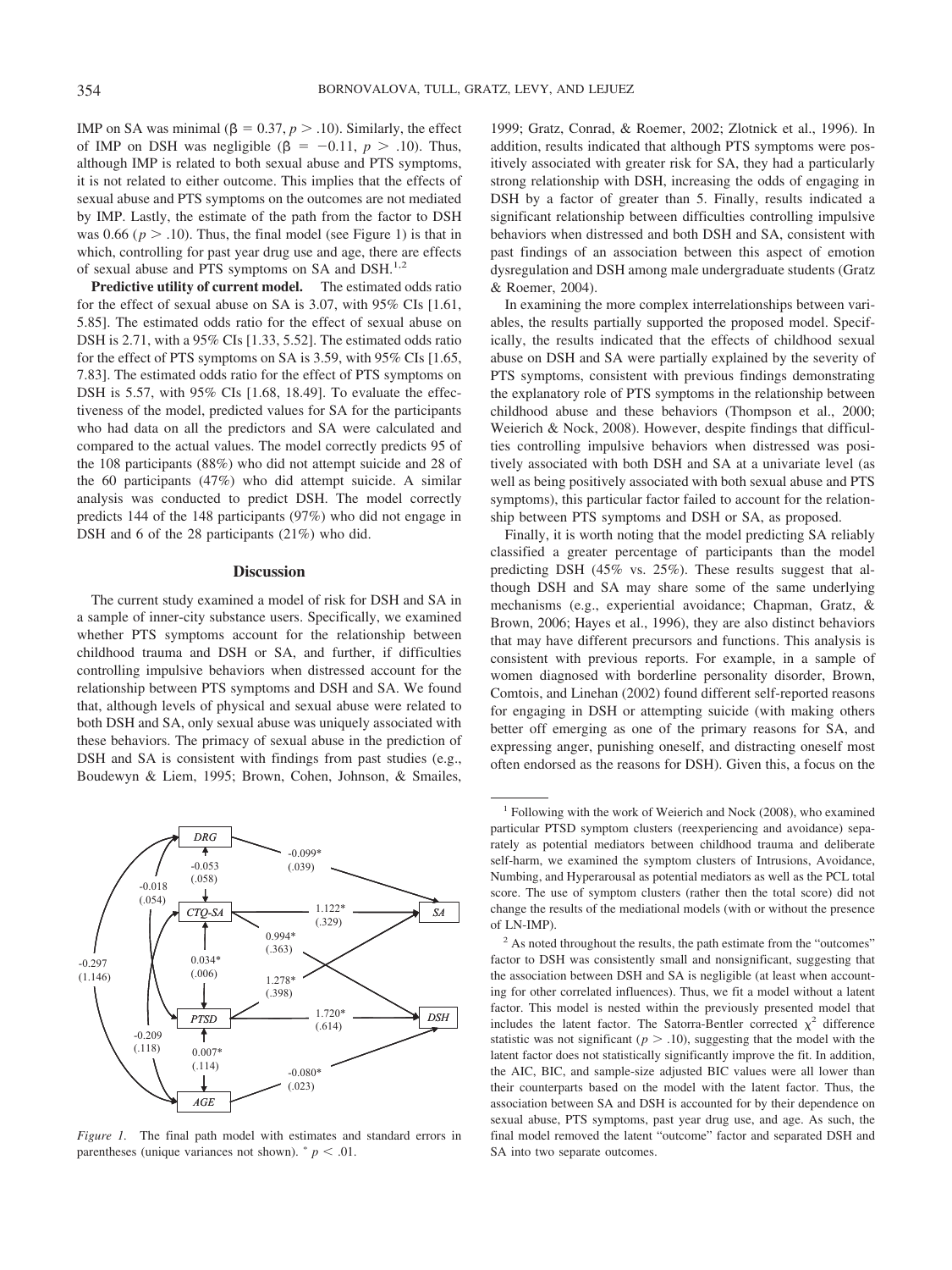IMP on SA was minimal ($\beta = 0.37, p > .10$). Similarly, the effect of IMP on DSH was negligible ($\beta = -0.11, p > .10$). Thus, although IMP is related to both sexual abuse and PTS symptoms, it is not related to either outcome. This implies that the effects of sexual abuse and PTS symptoms on the outcomes are not mediated by IMP. Lastly, the estimate of the path from the factor to DSH was 0.66 ($p > .10$). Thus, the final model (see Figure 1) is that in which, controlling for past year drug use and age, there are effects of sexual abuse and PTS symptoms on SA and DSH.[1,2]

**Predictive utility of current model.** The estimated odds ratio for the effect of sexual abuse on SA is 3.07, with 95% CIs [1.61, 5.85]. The estimated odds ratio for the effect of sexual abuse on DSH is 2.71, with a 95% CIs [1.33, 5.52]. The estimated odds ratio for the effect of PTS symptoms on SA is 3.59, with 95% CIs [1.65, 7.83]. The estimated odds ratio for the effect of PTS symptoms on DSH is 5.57, with 95% CIs [1.68, 18.49]. To evaluate the effectiveness of the model, predicted values for SA for the participants who had data on all the predictors and SA were calculated and compared to the actual values. The model correctly predicts 95 of the 108 participants (88%) who did not attempt suicide and 28 of the 60 participants (47%) who did attempt suicide. A similar analysis was conducted to predict DSH. The model correctly predicts 144 of the 148 participants (97%) who did not engage in DSH and 6 of the 28 participants (21%) who did.

## Discussion

The current study examined a model of risk for DSH and SA in a sample of inner-city substance users. Specifically, we examined whether PTS symptoms account for the relationship between childhood trauma and DSH or SA, and further, if difficulties controlling impulsive behaviors when distressed account for the relationship between PTS symptoms and DSH and SA. We found that, although levels of physical and sexual abuse were related to both DSH and SA, only sexual abuse was uniquely associated with these behaviors. The primacy of sexual abuse in the prediction of DSH and SA is consistent with findings from past studies (e.g., Boudewyn & Liem, 1995; Brown, Cohen, Johnson, & Smailes, 1999; Gratz, Conrad, & Roemer, 2002; Zlotnick et al., 1996). In addition, results indicated that although PTS symptoms were positively associated with greater risk for SA, they had a particularly strong relationship with DSH, increasing the odds of engaging in DSH by a factor of greater than 5. Finally, results indicated a significant relationship between difficulties controlling impulsive behaviors when distressed and both DSH and SA, consistent with past findings of an association between this aspect of emotion dysregulation and DSH among male undergraduate students (Gratz & Roemer, 2004).

*Figure 1.* The final path model with estimates and standard errors in parentheses (unique variances not shown). * $p < .01$.

In examining the more complex interrelationships between variables, the results partially supported the proposed model. Specifically, the results indicated that the effects of childhood sexual abuse on DSH and SA were partially explained by the severity of PTS symptoms, consistent with previous findings demonstrating the explanatory role of PTS symptoms in the relationship between childhood abuse and these behaviors (Thompson et al., 2000; Weierich & Nock, 2008). However, despite findings that difficulties controlling impulsive behaviors when distressed was positively associated with both DSH and SA at a univariate level (as well as being positively associated with both sexual abuse and PTS symptoms), this particular factor failed to account for the relationship between PTS symptoms and DSH or SA, as proposed.

Finally, it is worth noting that the model predicting SA reliably classified a greater percentage of participants than the model predicting DSH (45% vs. 25%). These results suggest that although DSH and SA may share some of the same underlying mechanisms (e.g., experiential avoidance; Chapman, Gratz, & Brown, 2006; Hayes et al., 1996), they are also distinct behaviors that may have different precursors and functions. This analysis is consistent with previous reports. For example, in a sample of women diagnosed with borderline personality disorder, Brown, Comtois, and Linehan (2002) found different self-reported reasons for engaging in DSH or attempting suicide (with making others better off emerging as one of the primary reasons for SA, and expressing anger, punishing oneself, and distracting oneself most often endorsed as the reasons for DSH). Given this, a focus on the

[1] Following with the work of Weierich and Nock (2008), who examined particular PTSD symptom clusters (reexperiencing and avoidance) separately as potential mediators between childhood trauma and deliberate self-harm, we examined the symptom clusters of Intrusions, Avoidance, Numbing, and Hyperarousal as potential mediators as well as the PCL total score. The use of symptom clusters (rather then the total score) did not change the results of the mediational models (with or without the presence of LN-IMP).

[2] As noted throughout the results, the path estimate from the "outcomes" factor to DSH was consistently small and nonsignificant, suggesting that the association between DSH and SA is negligible (at least when accounting for other correlated influences). Thus, we fit a model without a latent factor. This model is nested within the previously presented model that includes the latent factor. The Satorra-Bentler corrected $\chi^2$ difference statistic was not significant ($p > .10$), suggesting that the model with the latent factor does not statistically significantly improve the fit. In addition, the AIC, BIC, and sample-size adjusted BIC values were all lower than their counterparts based on the model with the latent factor. Thus, the association between SA and DSH is accounted for by their dependence on sexual abuse, PTS symptoms, past year drug use, and age. As such, the final model removed the latent "outcome" factor and separated DSH and SA into two separate outcomes.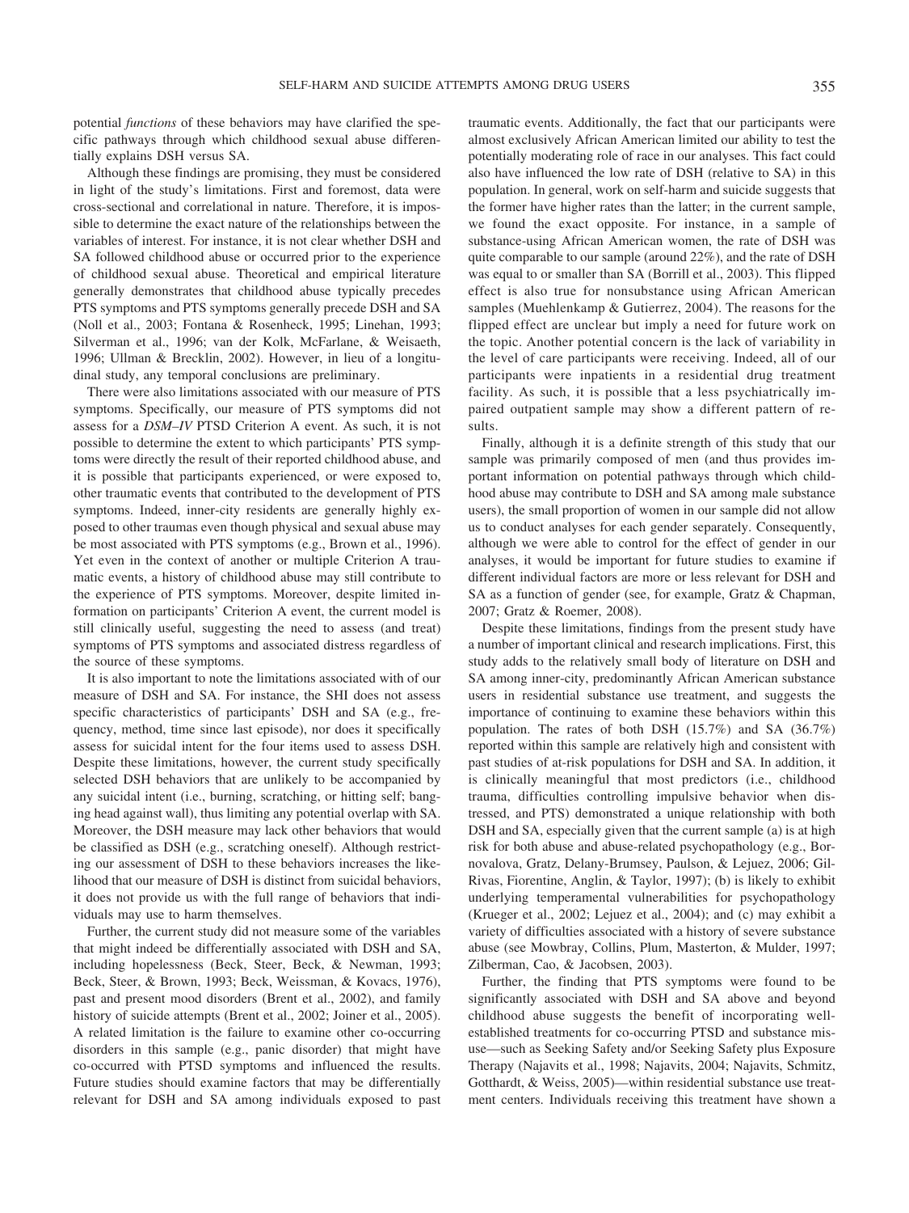potential *functions* of these behaviors may have clarified the specific pathways through which childhood sexual abuse differentially explains DSH versus SA.

Although these findings are promising, they must be considered in light of the study's limitations. First and foremost, data were cross-sectional and correlational in nature. Therefore, it is impossible to determine the exact nature of the relationships between the variables of interest. For instance, it is not clear whether DSH and SA followed childhood abuse or occurred prior to the experience of childhood sexual abuse. Theoretical and empirical literature generally demonstrates that childhood abuse typically precedes PTS symptoms and PTS symptoms generally precede DSH and SA (Noll et al., 2003; Fontana & Rosenheck, 1995; Linehan, 1993; Silverman et al., 1996; van der Kolk, McFarlane, & Weisaeth, 1996; Ullman & Brecklin, 2002). However, in lieu of a longitudinal study, any temporal conclusions are preliminary.

There were also limitations associated with our measure of PTS symptoms. Specifically, our measure of PTS symptoms did not assess for a *DSM–IV* PTSD Criterion A event. As such, it is not possible to determine the extent to which participants' PTS symptoms were directly the result of their reported childhood abuse, and it is possible that participants experienced, or were exposed to, other traumatic events that contributed to the development of PTS symptoms. Indeed, inner-city residents are generally highly exposed to other traumas even though physical and sexual abuse may be most associated with PTS symptoms (e.g., Brown et al., 1996). Yet even in the context of another or multiple Criterion A traumatic events, a history of childhood abuse may still contribute to the experience of PTS symptoms. Moreover, despite limited information on participants' Criterion A event, the current model is still clinically useful, suggesting the need to assess (and treat) symptoms of PTS symptoms and associated distress regardless of the source of these symptoms.

It is also important to note the limitations associated with of our measure of DSH and SA. For instance, the SHI does not assess specific characteristics of participants' DSH and SA (e.g., frequency, method, time since last episode), nor does it specifically assess for suicidal intent for the four items used to assess DSH. Despite these limitations, however, the current study specifically selected DSH behaviors that are unlikely to be accompanied by any suicidal intent (i.e., burning, scratching, or hitting self; banging head against wall), thus limiting any potential overlap with SA. Moreover, the DSH measure may lack other behaviors that would be classified as DSH (e.g., scratching oneself). Although restricting our assessment of DSH to these behaviors increases the likelihood that our measure of DSH is distinct from suicidal behaviors, it does not provide us with the full range of behaviors that individuals may use to harm themselves.

Further, the current study did not measure some of the variables that might indeed be differentially associated with DSH and SA, including hopelessness (Beck, Steer, Beck, & Newman, 1993; Beck, Steer, & Brown, 1993; Beck, Weissman, & Kovacs, 1976), past and present mood disorders (Brent et al., 2002), and family history of suicide attempts (Brent et al., 2002; Joiner et al., 2005). A related limitation is the failure to examine other co-occurring disorders in this sample (e.g., panic disorder) that might have co-occurred with PTSD symptoms and influenced the results. Future studies should examine factors that may be differentially relevant for DSH and SA among individuals exposed to past traumatic events. Additionally, the fact that our participants were almost exclusively African American limited our ability to test the potentially moderating role of race in our analyses. This fact could also have influenced the low rate of DSH (relative to SA) in this population. In general, work on self-harm and suicide suggests that the former have higher rates than the latter; in the current sample, we found the exact opposite. For instance, in a sample of substance-using African American women, the rate of DSH was quite comparable to our sample (around 22%), and the rate of DSH was equal to or smaller than SA (Borrill et al., 2003). This flipped effect is also true for nonsubstance using African American samples (Muehlenkamp & Gutierrez, 2004). The reasons for the flipped effect are unclear but imply a need for future work on the topic. Another potential concern is the lack of variability in the level of care participants were receiving. Indeed, all of our participants were inpatients in a residential drug treatment facility. As such, it is possible that a less psychiatrically impaired outpatient sample may show a different pattern of results.

Finally, although it is a definite strength of this study that our sample was primarily composed of men (and thus provides important information on potential pathways through which childhood abuse may contribute to DSH and SA among male substance users), the small proportion of women in our sample did not allow us to conduct analyses for each gender separately. Consequently, although we were able to control for the effect of gender in our analyses, it would be important for future studies to examine if different individual factors are more or less relevant for DSH and SA as a function of gender (see, for example, Gratz & Chapman, 2007; Gratz & Roemer, 2008).

Despite these limitations, findings from the present study have a number of important clinical and research implications. First, this study adds to the relatively small body of literature on DSH and SA among inner-city, predominantly African American substance users in residential substance use treatment, and suggests the importance of continuing to examine these behaviors within this population. The rates of both DSH (15.7%) and SA (36.7%) reported within this sample are relatively high and consistent with past studies of at-risk populations for DSH and SA. In addition, it is clinically meaningful that most predictors (i.e., childhood trauma, difficulties controlling impulsive behavior when distressed, and PTS) demonstrated a unique relationship with both DSH and SA, especially given that the current sample (a) is at high risk for both abuse and abuse-related psychopathology (e.g., Bornovalova, Gratz, Delany-Brumsey, Paulson, & Lejuez, 2006; Gil-Rivas, Fiorentine, Anglin, & Taylor, 1997); (b) is likely to exhibit underlying temperamental vulnerabilities for psychopathology (Krueger et al., 2002; Lejuez et al., 2004); and (c) may exhibit a variety of difficulties associated with a history of severe substance abuse (see Mowbray, Collins, Plum, Masterton, & Mulder, 1997; Zilberman, Cao, & Jacobsen, 2003).

Further, the finding that PTS symptoms were found to be significantly associated with DSH and SA above and beyond childhood abuse suggests the benefit of incorporating well-established treatments for co-occurring PTSD and substance misuse—such as Seeking Safety and/or Seeking Safety plus Exposure Therapy (Najavits et al., 1998; Najavits, 2004; Najavits, Schmitz, Gotthardt, & Weiss, 2005)—within residential substance use treatment centers. Individuals receiving this treatment have shown a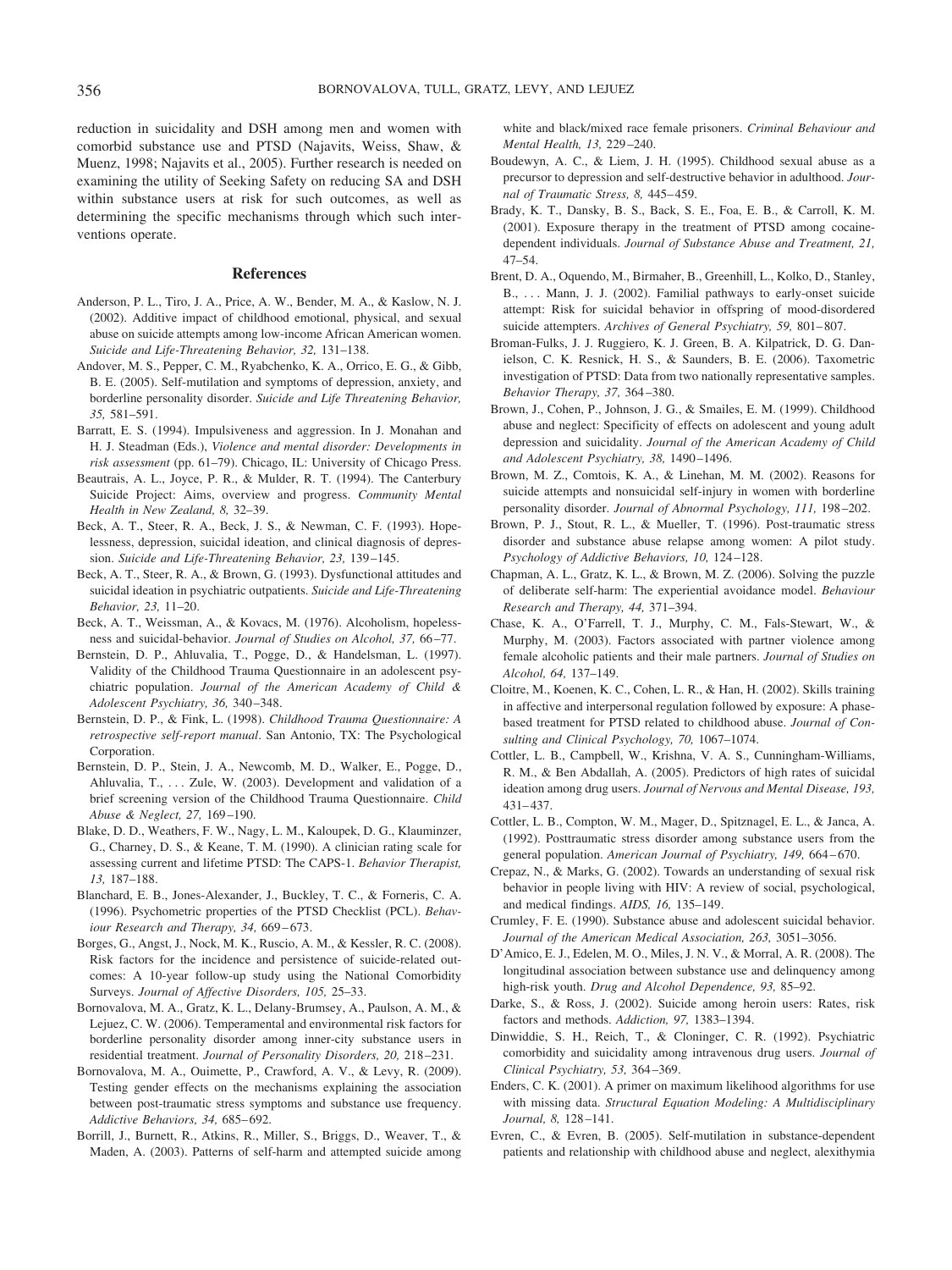reduction in suicidality and DSH among men and women with comorbid substance use and PTSD (Najavits, Weiss, Shaw, & Muenz, 1998; Najavits et al., 2005). Further research is needed on examining the utility of Seeking Safety on reducing SA and DSH within substance users at risk for such outcomes, as well as determining the specific mechanisms through which such interventions operate.

## References

Anderson, P. L., Tiro, J. A., Price, A. W., Bender, M. A., & Kaslow, N. J. (2002). Additive impact of childhood emotional, physical, and sexual abuse on suicide attempts among low-income African American women. *Suicide and Life-Threatening Behavior, 32,* 131–138.

Andover, M. S., Pepper, C. M., Ryabchenko, K. A., Orrico, E. G., & Gibb, B. E. (2005). Self-mutilation and symptoms of depression, anxiety, and borderline personality disorder. *Suicide and Life Threatening Behavior, 35,* 581–591.

Barratt, E. S. (1994). Impulsiveness and aggression. In J. Monahan and H. J. Steadman (Eds.), *Violence and mental disorder: Developments in risk assessment* (pp. 61–79). Chicago, IL: University of Chicago Press.

Beautrais, A. L., Joyce, P. R., & Mulder, R. T. (1994). The Canterbury Suicide Project: Aims, overview and progress. *Community Mental Health in New Zealand, 8,* 32–39.

Beck, A. T., Steer, R. A., Beck, J. S., & Newman, C. F. (1993). Hopelessness, depression, suicidal ideation, and clinical diagnosis of depression. *Suicide and Life-Threatening Behavior, 23,* 139–145.

Beck, A. T., Steer, R. A., & Brown, G. (1993). Dysfunctional attitudes and suicidal ideation in psychiatric outpatients. *Suicide and Life-Threatening Behavior, 23,* 11–20.

Beck, A. T., Weissman, A., & Kovacs, M. (1976). Alcoholism, hopelessness and suicidal-behavior. *Journal of Studies on Alcohol, 37,* 66–77.

Bernstein, D. P., Ahluvalia, T., Pogge, D., & Handelsman, L. (1997). Validity of the Childhood Trauma Questionnaire in an adolescent psychiatric population. *Journal of the American Academy of Child & Adolescent Psychiatry, 36,* 340–348.

Bernstein, D. P., & Fink, L. (1998). *Childhood Trauma Questionnaire: A retrospective self-report manual*. San Antonio, TX: The Psychological Corporation.

Bernstein, D. P., Stein, J. A., Newcomb, M. D., Walker, E., Pogge, D., Ahluvalia, T., . . . Zule, W. (2003). Development and validation of a brief screening version of the Childhood Trauma Questionnaire. *Child Abuse & Neglect, 27,* 169–190.

Blake, D. D., Weathers, F. W., Nagy, L. M., Kaloupek, D. G., Klauminzer, G., Charney, D. S., & Keane, T. M. (1990). A clinician rating scale for assessing current and lifetime PTSD: The CAPS-1. *Behavior Therapist, 13,* 187–188.

Blanchard, E. B., Jones-Alexander, J., Buckley, T. C., & Forneris, C. A. (1996). Psychometric properties of the PTSD Checklist (PCL). *Behaviour Research and Therapy, 34,* 669–673.

Borges, G., Angst, J., Nock, M. K., Ruscio, A. M., & Kessler, R. C. (2008). Risk factors for the incidence and persistence of suicide-related outcomes: A 10-year follow-up study using the National Comorbidity Surveys. *Journal of Affective Disorders, 105,* 25–33.

Bornovalova, M. A., Gratz, K. L., Delany-Brumsey, A., Paulson, A. M., & Lejuez, C. W. (2006). Temperamental and environmental risk factors for borderline personality disorder among inner-city substance users in residential treatment. *Journal of Personality Disorders, 20,* 218–231.

Bornovalova, M. A., Ouimette, P., Crawford, A. V., & Levy, R. (2009). Testing gender effects on the mechanisms explaining the association between post-traumatic stress symptoms and substance use frequency. *Addictive Behaviors, 34,* 685–692.

Borrill, J., Burnett, R., Atkins, R., Miller, S., Briggs, D., Weaver, T., & Maden, A. (2003). Patterns of self-harm and attempted suicide among white and black/mixed race female prisoners. *Criminal Behaviour and Mental Health, 13,* 229–240.

Boudewyn, A. C., & Liem, J. H. (1995). Childhood sexual abuse as a precursor to depression and self-destructive behavior in adulthood. *Journal of Traumatic Stress, 8,* 445–459.

Brady, K. T., Dansky, B. S., Back, S. E., Foa, E. B., & Carroll, K. M. (2001). Exposure therapy in the treatment of PTSD among cocaine-dependent individuals. *Journal of Substance Abuse and Treatment, 21,* 47–54.

Brent, D. A., Oquendo, M., Birmaher, B., Greenhill, L., Kolko, D., Stanley, B., . . . Mann, J. J. (2002). Familial pathways to early-onset suicide attempt: Risk for suicidal behavior in offspring of mood-disordered suicide attempters. *Archives of General Psychiatry, 59,* 801–807.

Broman-Fulks, J. J. Ruggiero, K. J. Green, B. A. Kilpatrick, D. G. Danielson, C. K. Resnick, H. S., & Saunders, B. E. (2006). Taxometric investigation of PTSD: Data from two nationally representative samples. *Behavior Therapy, 37,* 364–380.

Brown, J., Cohen, P., Johnson, J. G., & Smailes, E. M. (1999). Childhood abuse and neglect: Specificity of effects on adolescent and young adult depression and suicidality. *Journal of the American Academy of Child and Adolescent Psychiatry, 38,* 1490–1496.

Brown, M. Z., Comtois, K. A., & Linehan, M. M. (2002). Reasons for suicide attempts and nonsuicidal self-injury in women with borderline personality disorder. *Journal of Abnormal Psychology, 111,* 198–202.

Brown, P. J., Stout, R. L., & Mueller, T. (1996). Post-traumatic stress disorder and substance abuse relapse among women: A pilot study. *Psychology of Addictive Behaviors, 10,* 124–128.

Chapman, A. L., Gratz, K. L., & Brown, M. Z. (2006). Solving the puzzle of deliberate self-harm: The experiential avoidance model. *Behaviour Research and Therapy, 44,* 371–394.

Chase, K. A., O'Farrell, T. J., Murphy, C. M., Fals-Stewart, W., & Murphy, M. (2003). Factors associated with partner violence among female alcoholic patients and their male partners. *Journal of Studies on Alcohol, 64,* 137–149.

Cloitre, M., Koenen, K. C., Cohen, L. R., & Han, H. (2002). Skills training in affective and interpersonal regulation followed by exposure: A phase-based treatment for PTSD related to childhood abuse. *Journal of Consulting and Clinical Psychology, 70,* 1067–1074.

Cottler, L. B., Campbell, W., Krishna, V. A. S., Cunningham-Williams, R. M., & Ben Abdallah, A. (2005). Predictors of high rates of suicidal ideation among drug users. *Journal of Nervous and Mental Disease, 193,* 431–437.

Cottler, L. B., Compton, W. M., Mager, D., Spitznagel, E. L., & Janca, A. (1992). Posttraumatic stress disorder among substance users from the general population. *American Journal of Psychiatry, 149,* 664–670.

Crepaz, N., & Marks, G. (2002). Towards an understanding of sexual risk behavior in people living with HIV: A review of social, psychological, and medical findings. *AIDS, 16,* 135–149.

Crumley, F. E. (1990). Substance abuse and adolescent suicidal behavior. *Journal of the American Medical Association, 263,* 3051–3056.

D'Amico, E. J., Edelen, M. O., Miles, J. N. V., & Morral, A. R. (2008). The longitudinal association between substance use and delinquency among high-risk youth. *Drug and Alcohol Dependence, 93,* 85–92.

Darke, S., & Ross, J. (2002). Suicide among heroin users: Rates, risk factors and methods. *Addiction, 97,* 1383–1394.

Dinwiddie, S. H., Reich, T., & Cloninger, C. R. (1992). Psychiatric comorbidity and suicidality among intravenous drug users. *Journal of Clinical Psychiatry, 53,* 364–369.

Enders, C. K. (2001). A primer on maximum likelihood algorithms for use with missing data. *Structural Equation Modeling: A Multidisciplinary Journal, 8,* 128–141.

Evren, C., & Evren, B. (2005). Self-mutilation in substance-dependent patients and relationship with childhood abuse and neglect, alexithymia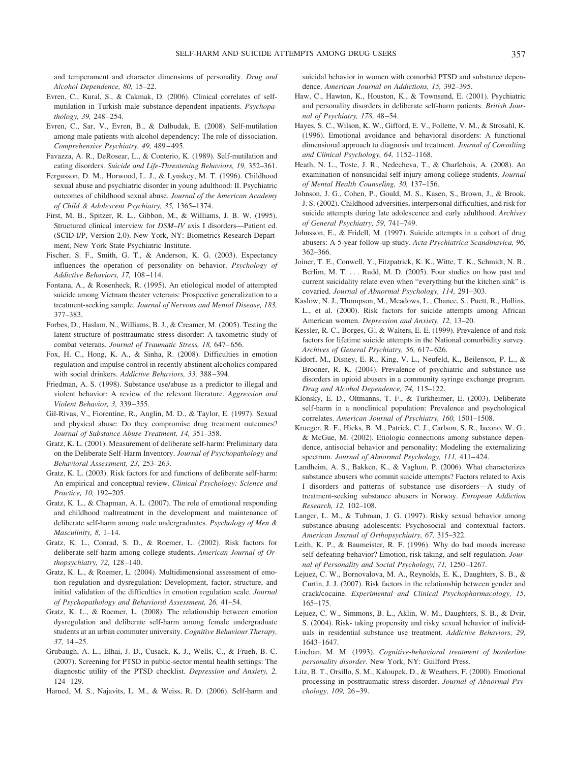and temperament and character dimensions of personality. *Drug and Alcohol Dependence, 80,* 15–22.

Evren, C., Kural, S., & Cakmak, D. (2006). Clinical correlates of self-mutilation in Turkish male substance-dependent inpatients. *Psychopathology, 39,* 248–254.

Evren, C., Sar, V., Evren, B., & Dalbudak, E. (2008). Self-mutilation among male patients with alcohol dependency: The role of dissociation. *Comprehensive Psychiatry, 49,* 489–495.

Favazza, A. R., DeRosear, L., & Conterio, K. (1989). Self-mutilation and eating disorders. *Suicide and Life-Threatening Behaviors, 19,* 352–361.

Fergusson, D. M., Horwood, L. J., & Lynskey, M. T. (1996). Childhood sexual abuse and psychiatric disorder in young adulthood: II. Psychiatric outcomes of childhood sexual abuse. *Journal of the American Academy of Child & Adolescent Psychiatry, 35,* 1365–1374.

First, M. B., Spitzer, R. L., Gibbon, M., & Williams, J. B. W. (1995). Structured clinical interview for *DSM–IV* axis I disorders—Patient ed. (SCID-I/P, Version 2.0). New York, NY: Biometrics Research Department, New York State Psychiatric Institute.

Fischer, S. F., Smith, G. T., & Anderson, K. G. (2003). Expectancy influences the operation of personality on behavior. *Psychology of Addictive Behaviors, 17,* 108–114.

Fontana, A., & Rosenheck, R. (1995). An etiological model of attempted suicide among Vietnam theater veterans: Prospective generalization to a treatment-seeking sample. *Journal of Nervous and Mental Disease, 183,* 377–383.

Forbes, D., Haslam, N., Williams, B. J., & Creamer, M. (2005). Testing the latent structure of posttraumatic stress disorder: A taxometric study of combat veterans. *Journal of Traumatic Stress, 18,* 647–656.

Fox, H. C., Hong, K. A., & Sinha, R. (2008). Difficulties in emotion regulation and impulse control in recently abstinent alcoholics compared with social drinkers. *Addictive Behaviors, 33,* 388–394.

Friedman, A. S. (1998). Substance use/abuse as a predictor to illegal and violent behavior: A review of the relevant literature. *Aggression and Violent Behavior, 3,* 339–355.

Gil-Rivas, V., Fiorentine, R., Anglin, M. D., & Taylor, E. (1997). Sexual and physical abuse: Do they compromise drug treatment outcomes? *Journal of Substance Abuse Treatment, 14,* 351–358.

Gratz, K. L. (2001). Measurement of deliberate self-harm: Preliminary data on the Deliberate Self-Harm Inventory. *Journal of Psychopathology and Behavioral Assessment, 23,* 253–263.

Gratz, K. L. (2003). Risk factors for and functions of deliberate self-harm: An empirical and conceptual review. *Clinical Psychology: Science and Practice, 10,* 192–205.

Gratz, K. L., & Chapman, A. L. (2007). The role of emotional responding and childhood maltreatment in the development and maintenance of deliberate self-harm among male undergraduates. *Psychology of Men & Masculinity, 8,* 1–14.

Gratz, K. L., Conrad, S. D., & Roemer, L. (2002). Risk factors for deliberate self-harm among college students. *American Journal of Orthopsychiatry, 72,* 128–140.

Gratz, K. L., & Roemer, L. (2004). Multidimensional assessment of emotion regulation and dysregulation: Development, factor, structure, and initial validation of the difficulties in emotion regulation scale. *Journal of Psychopathology and Behavioral Assessment, 26,* 41–54.

Gratz, K. L., & Roemer, L. (2008). The relationship between emotion dysregulation and deliberate self-harm among female undergraduate students at an urban commuter university. *Cognitive Behaviour Therapy, 37,* 14–25.

Grubaugh, A. L., Elhai, J. D., Cusack, K. J., Wells, C., & Frueh, B. C. (2007). Screening for PTSD in public-sector mental health settings: The diagnostic utility of the PTSD checklist. *Depression and Anxiety, 2,* 124–129.

Harned, M. S., Najavits, L. M., & Weiss, R. D. (2006). Self-harm and suicidal behavior in women with comorbid PTSD and substance dependence. *American Journal on Addictions, 15,* 392–395.

Haw, C., Hawton, K., Houston, K., & Townsend, E. (2001). Psychiatric and personality disorders in deliberate self-harm patients. *British Journal of Psychiatry, 178,* 48–54.

Hayes, S. C., Wilson, K. W., Gifford, E. V., Follette, V. M., & Strosahl, K. (1996). Emotional avoidance and behavioral disorders: A functional dimensional approach to diagnosis and treatment. *Journal of Consulting and Clinical Psychology, 64,* 1152–1168.

Heath, N. L., Toste, J. R., Nedecheva, T., & Charlebois, A. (2008). An examination of nonsuicidal self-injury among college students. *Journal of Mental Health Counseling, 30,* 137–156.

Johnson, J. G., Cohen, P., Gould, M. S., Kasen, S., Brown, J., & Brook, J. S. (2002). Childhood adversities, interpersonal difficulties, and risk for suicide attempts during late adolescence and early adulthood. *Archives of General Psychiatry, 59,* 741–749.

Johnsson, E., & Fridell, M. (1997). Suicide attempts in a cohort of drug abusers: A 5-year follow-up study. *Acta Psychiatrica Scandinavica, 96,* 362–366.

Joiner, T. E., Conwell, Y., Fitzpatrick, K. K., Witte, T. K., Schmidt, N. B., Berlim, M. T. . . . Rudd, M. D. (2005). Four studies on how past and current suicidality relate even when "everything but the kitchen sink" is covaried. *Journal of Abnormal Psychology, 114,* 291–303.

Kaslow, N. J., Thompson, M., Meadows, L., Chance, S., Puett, R., Hollins, L., et al. (2000). Risk factors for suicide attempts among African American women. *Depression and Anxiety, 12,* 13–20.

Kessler, R. C., Borges, G., & Walters, E. E. (1999). Prevalence of and risk factors for lifetime suicide attempts in the National comorbidity survey. *Archives of General Psychiatry, 56,* 617–626.

Kidorf, M., Disney, E. R., King, V. L., Neufeld, K., Beilenson, P. L., & Brooner, R. K. (2004). Prevalence of psychiatric and substance use disorders in opioid abusers in a community syringe exchange program. *Drug and Alcohol Dependence, 74,* 115–122.

Klonsky, E. D., Oltmanns, T. F., & Turkheimer, E. (2003). Deliberate self-harm in a nonclinical population: Prevalence and psychological correlates. *American Journal of Psychiatry, 160,* 1501–1508.

Krueger, R. F., Hicks, B. M., Patrick, C. J., Carlson, S. R., Iacono, W. G., & McGue, M. (2002). Etiologic connections among substance dependence, antisocial behavior and personality: Modeling the externalizing spectrum. *Journal of Abnormal Psychology, 111,* 411–424.

Landheim, A. S., Bakken, K., & Vaglum, P. (2006). What characterizes substance abusers who commit suicide attempts? Factors related to Axis I disorders and patterns of substance use disorders—A study of treatment-seeking substance abusers in Norway. *European Addiction Research, 12,* 102–108.

Langer, L. M., & Tubman, J. G. (1997). Risky sexual behavior among substance-abusing adolescents: Psychosocial and contextual factors. *American Journal of Orthopsychiatry, 67,* 315–322.

Leith, K. P., & Baumeister, R. F. (1996). Why do bad moods increase self-defeating behavior? Emotion, risk taking, and self-regulation. *Journal of Personality and Social Psychology, 71,* 1250–1267.

Lejuez, C. W., Bornovalova, M. A., Reynolds, E. K., Daughters, S. B., & Curtin, J. J. (2007). Risk factors in the relationship between gender and crack/cocaine. *Experimental and Clinical Psychopharmacology, 15,* 165–175.

Lejuez, C. W., Simmons, B. L., Aklin, W. M., Daughters, S. B., & Dvir, S. (2004). Risk- taking propensity and risky sexual behavior of individuals in residential substance use treatment. *Addictive Behaviors, 29,* 1643–1647.

Linehan, M. M. (1993). *Cognitive-behavioral treatment of borderline personality disorder.* New York, NY: Guilford Press.

Litz, B. T., Orsillo, S. M., Kaloupek, D., & Weathers, F. (2000). Emotional processing in posttraumatic stress disorder. *Journal of Abnormal Psychology, 109,* 26–39.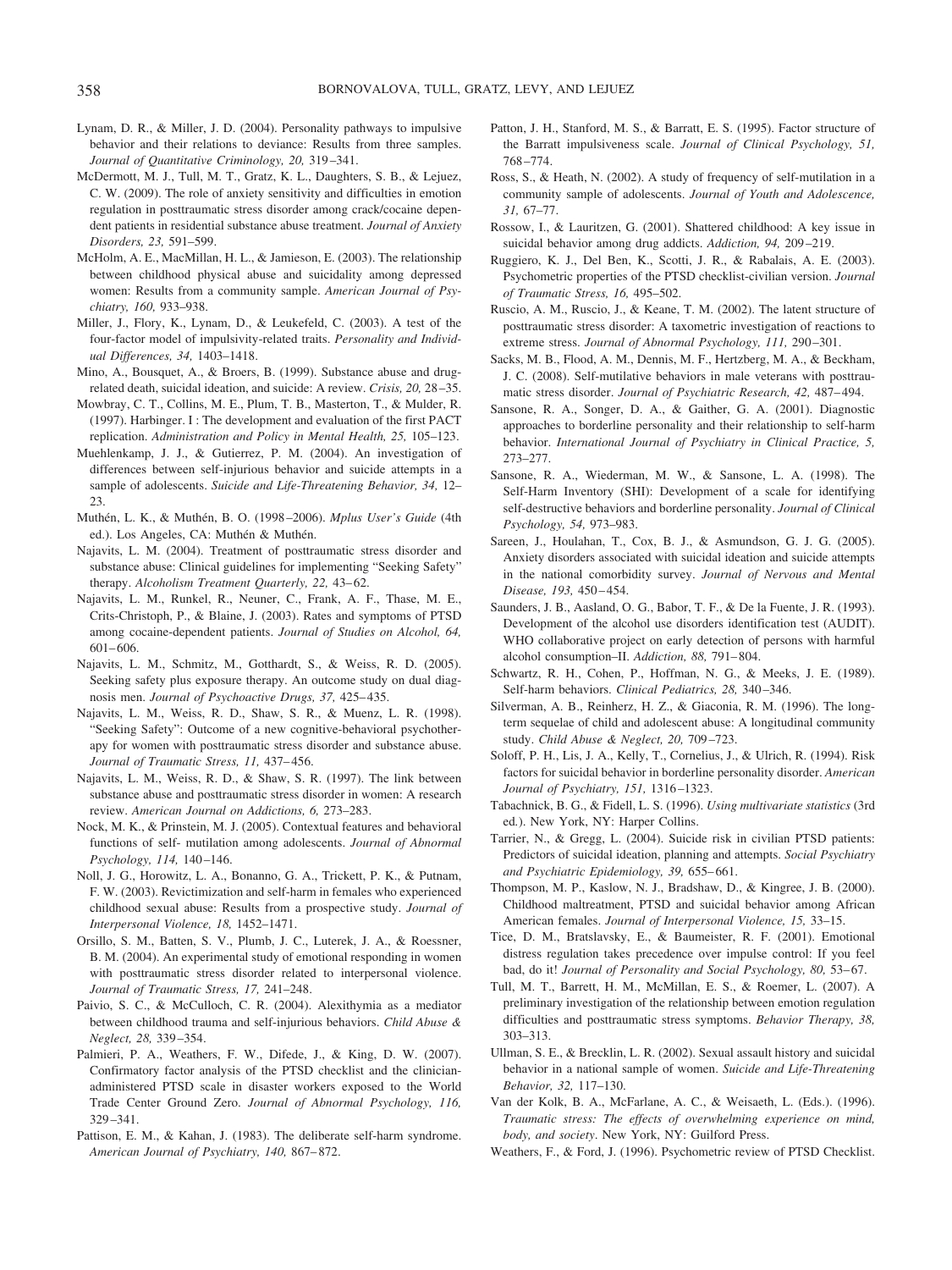Lynam, D. R., & Miller, J. D. (2004). Personality pathways to impulsive behavior and their relations to deviance: Results from three samples. *Journal of Quantitative Criminology, 20,* 319–341.

McDermott, M. J., Tull, M. T., Gratz, K. L., Daughters, S. B., & Lejuez, C. W. (2009). The role of anxiety sensitivity and difficulties in emotion regulation in posttraumatic stress disorder among crack/cocaine dependent patients in residential substance abuse treatment. *Journal of Anxiety Disorders, 23,* 591–599.

McHolm, A. E., MacMillan, H. L., & Jamieson, E. (2003). The relationship between childhood physical abuse and suicidality among depressed women: Results from a community sample. *American Journal of Psychiatry, 160,* 933–938.

Miller, J., Flory, K., Lynam, D., & Leukefeld, C. (2003). A test of the four-factor model of impulsivity-related traits. *Personality and Individual Differences, 34,* 1403–1418.

Mino, A., Bousquet, A., & Broers, B. (1999). Substance abuse and drug-related death, suicidal ideation, and suicide: A review. *Crisis, 20,* 28–35.

Mowbray, C. T., Collins, M. E., Plum, T. B., Masterton, T., & Mulder, R. (1997). Harbinger. I : The development and evaluation of the first PACT replication. *Administration and Policy in Mental Health, 25,* 105–123.

Muehlenkamp, J. J., & Gutierrez, P. M. (2004). An investigation of differences between self-injurious behavior and suicide attempts in a sample of adolescents. *Suicide and Life-Threatening Behavior, 34,* 12–23.

Muthén, L. K., & Muthén, B. O. (1998–2006). *Mplus User's Guide* (4th ed.). Los Angeles, CA: Muthén & Muthén.

Najavits, L. M. (2004). Treatment of posttraumatic stress disorder and substance abuse: Clinical guidelines for implementing "Seeking Safety" therapy. *Alcoholism Treatment Quarterly, 22,* 43–62.

Najavits, L. M., Runkel, R., Neuner, C., Frank, A. F., Thase, M. E., Crits-Christoph, P., & Blaine, J. (2003). Rates and symptoms of PTSD among cocaine-dependent patients. *Journal of Studies on Alcohol, 64,* 601–606.

Najavits, L. M., Schmitz, M., Gotthardt, S., & Weiss, R. D. (2005). Seeking safety plus exposure therapy. An outcome study on dual diagnosis men. *Journal of Psychoactive Drugs, 37,* 425–435.

Najavits, L. M., Weiss, R. D., Shaw, S. R., & Muenz, L. R. (1998). "Seeking Safety": Outcome of a new cognitive-behavioral psychotherapy for women with posttraumatic stress disorder and substance abuse. *Journal of Traumatic Stress, 11,* 437–456.

Najavits, L. M., Weiss, R. D., & Shaw, S. R. (1997). The link between substance abuse and posttraumatic stress disorder in women: A research review. *American Journal on Addictions, 6,* 273–283.

Nock, M. K., & Prinstein, M. J. (2005). Contextual features and behavioral functions of self- mutilation among adolescents. *Journal of Abnormal Psychology, 114,* 140–146.

Noll, J. G., Horowitz, L. A., Bonanno, G. A., Trickett, P. K., & Putnam, F. W. (2003). Revictimization and self-harm in females who experienced childhood sexual abuse: Results from a prospective study. *Journal of Interpersonal Violence, 18,* 1452–1471.

Orsillo, S. M., Batten, S. V., Plumb, J. C., Luterek, J. A., & Roessner, B. M. (2004). An experimental study of emotional responding in women with posttraumatic stress disorder related to interpersonal violence. *Journal of Traumatic Stress, 17,* 241–248.

Paivio, S. C., & McCulloch, C. R. (2004). Alexithymia as a mediator between childhood trauma and self-injurious behaviors. *Child Abuse & Neglect, 28,* 339–354.

Palmieri, P. A., Weathers, F. W., Difede, J., & King, D. W. (2007). Confirmatory factor analysis of the PTSD checklist and the clinician-administered PTSD scale in disaster workers exposed to the World Trade Center Ground Zero. *Journal of Abnormal Psychology, 116,* 329–341.

Pattison, E. M., & Kahan, J. (1983). The deliberate self-harm syndrome. *American Journal of Psychiatry, 140,* 867–872.

Patton, J. H., Stanford, M. S., & Barratt, E. S. (1995). Factor structure of the Barratt impulsiveness scale. *Journal of Clinical Psychology, 51,* 768–774.

Ross, S., & Heath, N. (2002). A study of frequency of self-mutilation in a community sample of adolescents. *Journal of Youth and Adolescence, 31,* 67–77.

Rossow, I., & Lauritzen, G. (2001). Shattered childhood: A key issue in suicidal behavior among drug addicts. *Addiction, 94,* 209–219.

Ruggiero, K. J., Del Ben, K., Scotti, J. R., & Rabalais, A. E. (2003). Psychometric properties of the PTSD checklist-civilian version. *Journal of Traumatic Stress, 16,* 495–502.

Ruscio, A. M., Ruscio, J., & Keane, T. M. (2002). The latent structure of posttraumatic stress disorder: A taxometric investigation of reactions to extreme stress. *Journal of Abnormal Psychology, 111,* 290–301.

Sacks, M. B., Flood, A. M., Dennis, M. F., Hertzberg, M. A., & Beckham, J. C. (2008). Self-mutilative behaviors in male veterans with posttraumatic stress disorder. *Journal of Psychiatric Research, 42,* 487–494.

Sansone, R. A., Songer, D. A., & Gaither, G. A. (2001). Diagnostic approaches to borderline personality and their relationship to self-harm behavior. *International Journal of Psychiatry in Clinical Practice, 5,* 273–277.

Sansone, R. A., Wiederman, M. W., & Sansone, L. A. (1998). The Self-Harm Inventory (SHI): Development of a scale for identifying self-destructive behaviors and borderline personality. *Journal of Clinical Psychology, 54,* 973–983.

Sareen, J., Houlahan, T., Cox, B. J., & Asmundson, G. J. G. (2005). Anxiety disorders associated with suicidal ideation and suicide attempts in the national comorbidity survey. *Journal of Nervous and Mental Disease, 193,* 450–454.

Saunders, J. B., Aasland, O. G., Babor, T. F., & De la Fuente, J. R. (1993). Development of the alcohol use disorders identification test (AUDIT). WHO collaborative project on early detection of persons with harmful alcohol consumption–II. *Addiction, 88,* 791–804.

Schwartz, R. H., Cohen, P., Hoffman, N. G., & Meeks, J. E. (1989). Self-harm behaviors. *Clinical Pediatrics, 28,* 340–346.

Silverman, A. B., Reinherz, H. Z., & Giaconia, R. M. (1996). The long-term sequelae of child and adolescent abuse: A longitudinal community study. *Child Abuse & Neglect, 20,* 709–723.

Soloff, P. H., Lis, J. A., Kelly, T., Cornelius, J., & Ulrich, R. (1994). Risk factors for suicidal behavior in borderline personality disorder. *American Journal of Psychiatry, 151,* 1316–1323.

Tabachnick, B. G., & Fidell, L. S. (1996). *Using multivariate statistics* (3rd ed.). New York, NY: Harper Collins.

Tarrier, N., & Gregg, L. (2004). Suicide risk in civilian PTSD patients: Predictors of suicidal ideation, planning and attempts. *Social Psychiatry and Psychiatric Epidemiology, 39,* 655–661.

Thompson, M. P., Kaslow, N. J., Bradshaw, D., & Kingree, J. B. (2000). Childhood maltreatment, PTSD and suicidal behavior among African American females. *Journal of Interpersonal Violence, 15,* 33–15.

Tice, D. M., Bratslavsky, E., & Baumeister, R. F. (2001). Emotional distress regulation takes precedence over impulse control: If you feel bad, do it! *Journal of Personality and Social Psychology, 80,* 53–67.

Tull, M. T., Barrett, H. M., McMillan, E. S., & Roemer, L. (2007). A preliminary investigation of the relationship between emotion regulation difficulties and posttraumatic stress symptoms. *Behavior Therapy, 38,* 303–313.

Ullman, S. E., & Brecklin, L. R. (2002). Sexual assault history and suicidal behavior in a national sample of women. *Suicide and Life-Threatening Behavior, 32,* 117–130.

Van der Kolk, B. A., McFarlane, A. C., & Weisaeth, L. (Eds.). (1996). *Traumatic stress: The effects of overwhelming experience on mind, body, and society*. New York, NY: Guilford Press.

Weathers, F., & Ford, J. (1996). Psychometric review of PTSD Checklist.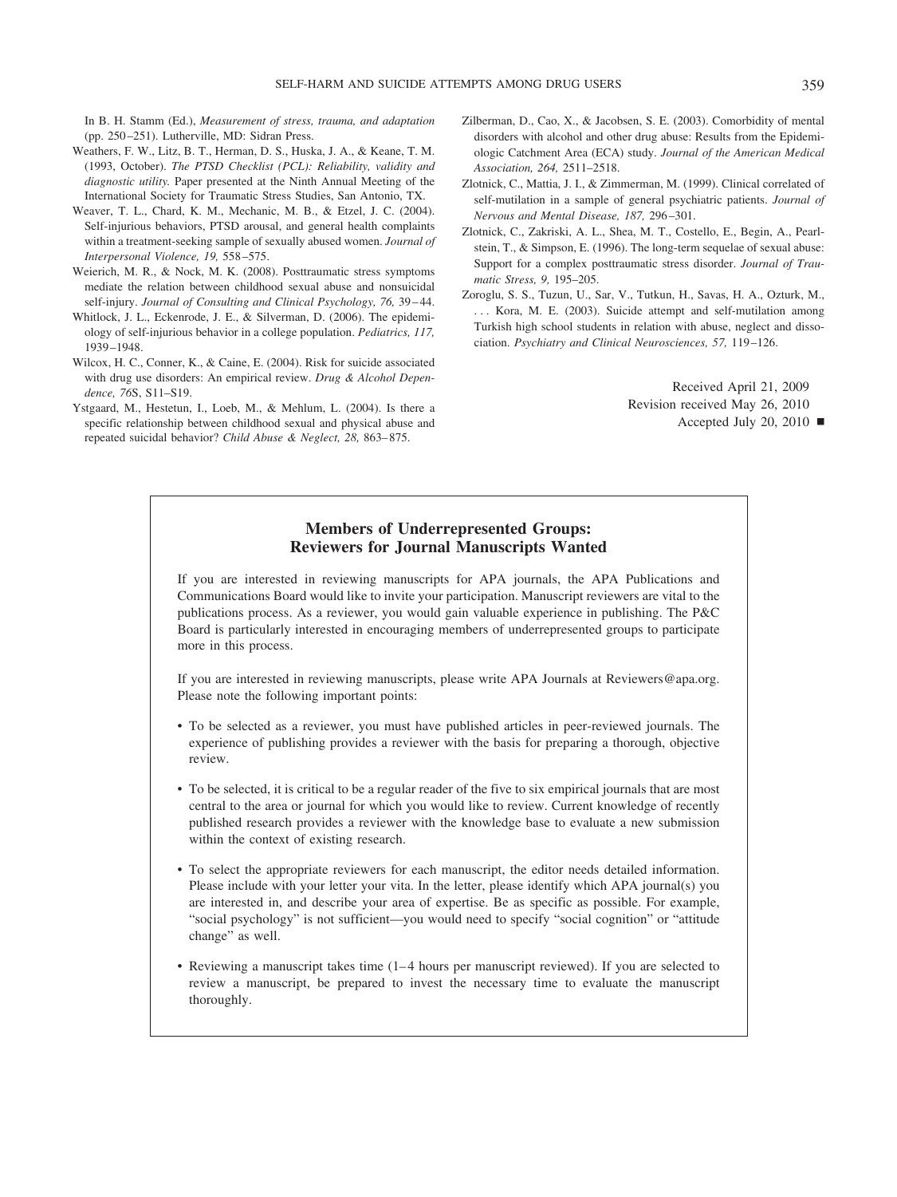In B. H. Stamm (Ed.), *Measurement of stress, trauma, and adaptation* (pp. 250–251). Lutherville, MD: Sidran Press.

Weathers, F. W., Litz, B. T., Herman, D. S., Huska, J. A., & Keane, T. M. (1993, October). *The PTSD Checklist (PCL): Reliability, validity and diagnostic utility.* Paper presented at the Ninth Annual Meeting of the International Society for Traumatic Stress Studies, San Antonio, TX.

Weaver, T. L., Chard, K. M., Mechanic, M. B., & Etzel, J. C. (2004). Self-injurious behaviors, PTSD arousal, and general health complaints within a treatment-seeking sample of sexually abused women. *Journal of Interpersonal Violence, 19,* 558–575.

Weierich, M. R., & Nock, M. K. (2008). Posttraumatic stress symptoms mediate the relation between childhood sexual abuse and nonsuicidal self-injury. *Journal of Consulting and Clinical Psychology, 76,* 39–44.

Whitlock, J. L., Eckenrode, J. E., & Silverman, D. (2006). The epidemiology of self-injurious behavior in a college population. *Pediatrics, 117,* 1939–1948.

Wilcox, H. C., Conner, K., & Caine, E. (2004). Risk for suicide associated with drug use disorders: An empirical review. *Drug & Alcohol Dependence, 76S,* S11–S19.

Ystgaard, M., Hestetun, I., Loeb, M., & Mehlum, L. (2004). Is there a specific relationship between childhood sexual and physical abuse and repeated suicidal behavior? *Child Abuse & Neglect, 28,* 863–875.

Zilberman, D., Cao, X., & Jacobsen, S. E. (2003). Comorbidity of mental disorders with alcohol and other drug abuse: Results from the Epidemiologic Catchment Area (ECA) study. *Journal of the American Medical Association, 264,* 2511–2518.

Zlotnick, C., Mattia, J. I., & Zimmerman, M. (1999). Clinical correlated of self-mutilation in a sample of general psychiatric patients. *Journal of Nervous and Mental Disease, 187,* 296–301.

Zlotnick, C., Zakriski, A. L., Shea, M. T., Costello, E., Begin, A., Pearlstein, T., & Simpson, E. (1996). The long-term sequelae of sexual abuse: Support for a complex posttraumatic stress disorder. *Journal of Traumatic Stress, 9,* 195–205.

Zoroglu, S. S., Tuzun, U., Sar, V., Tutkun, H., Savas, H. A., Ozturk, M., . . . Kora, M. E. (2003). Suicide attempt and self-mutilation among Turkish high school students in relation with abuse, neglect and dissociation. *Psychiatry and Clinical Neurosciences, 57,* 119–126.

Received April 21, 2009
Revision received May 26, 2010
Accepted July 20, 2010 ■

## Members of Underrepresented Groups: Reviewers for Journal Manuscripts Wanted

If you are interested in reviewing manuscripts for APA journals, the APA Publications and Communications Board would like to invite your participation. Manuscript reviewers are vital to the publications process. As a reviewer, you would gain valuable experience in publishing. The P&C Board is particularly interested in encouraging members of underrepresented groups to participate more in this process.

If you are interested in reviewing manuscripts, please write APA Journals at Reviewers@apa.org. Please note the following important points:

- To be selected as a reviewer, you must have published articles in peer-reviewed journals. The experience of publishing provides a reviewer with the basis for preparing a thorough, objective review.
- To be selected, it is critical to be a regular reader of the five to six empirical journals that are most central to the area or journal for which you would like to review. Current knowledge of recently published research provides a reviewer with the knowledge base to evaluate a new submission within the context of existing research.
- To select the appropriate reviewers for each manuscript, the editor needs detailed information. Please include with your letter your vita. In the letter, please identify which APA journal(s) you are interested in, and describe your area of expertise. Be as specific as possible. For example, "social psychology" is not sufficient—you would need to specify "social cognition" or "attitude change" as well.
- Reviewing a manuscript takes time (1–4 hours per manuscript reviewed). If you are selected to review a manuscript, be prepared to invest the necessary time to evaluate the manuscript thoroughly.